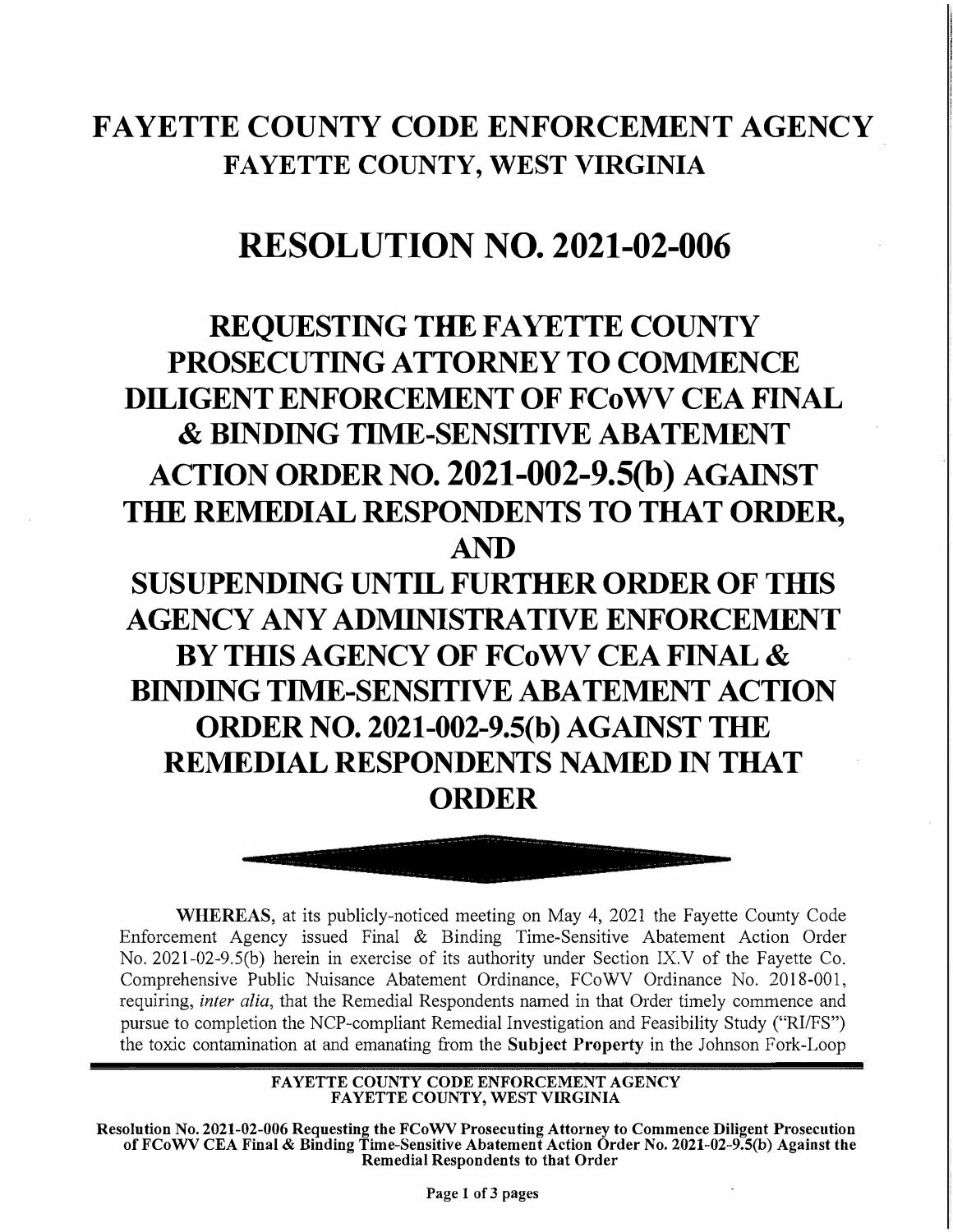# FAYETTE COUNTY CODE ENFORCEMENT AGENCY
## FAYETTE COUNTY, WEST VIRGINIA

# RESOLUTION NO. 2021-02-006

# REQUESTING THE FAYETTE COUNTY PROSECUTING ATTORNEY TO COMMENCE DILIGENT ENFORCEMENT OF FCoWV CEA FINAL & BINDING TIME-SENSITIVE ABATEMENT ACTION ORDER NO. 2021-002-9.5(b) AGAINST THE REMEDIAL RESPONDENTS TO THAT ORDER, AND SUSUPENDING UNTIL FURTHER ORDER OF THIS AGENCY ANY ADMINISTRATIVE ENFORCEMENT BY THIS AGENCY OF FCoWV CEA FINAL & BINDING TIME-SENSITIVE ABATEMENT ACTION ORDER NO. 2021-002-9.5(b) AGAINST THE REMEDIAL RESPONDENTS NAMED IN THAT ORDER

**WHEREAS**, at its publicly-noticed meeting on May 4, 2021 the Fayette County Code Enforcement Agency issued Final & Binding Time-Sensitive Abatement Action Order No. 2021-02-9.5(b) herein in exercise of its authority under Section IX.V of the Fayette Co. Comprehensive Public Nuisance Abatement Ordinance, FCoWV Ordinance No. 2018-001, requiring, *inter alia*, that the Remedial Respondents named in that Order timely commence and pursue to completion the NCP-compliant Remedial Investigation and Feasibility Study ("RI/FS") the toxic contamination at and emanating from the **Subject Property** in the Johnson Fork-Loop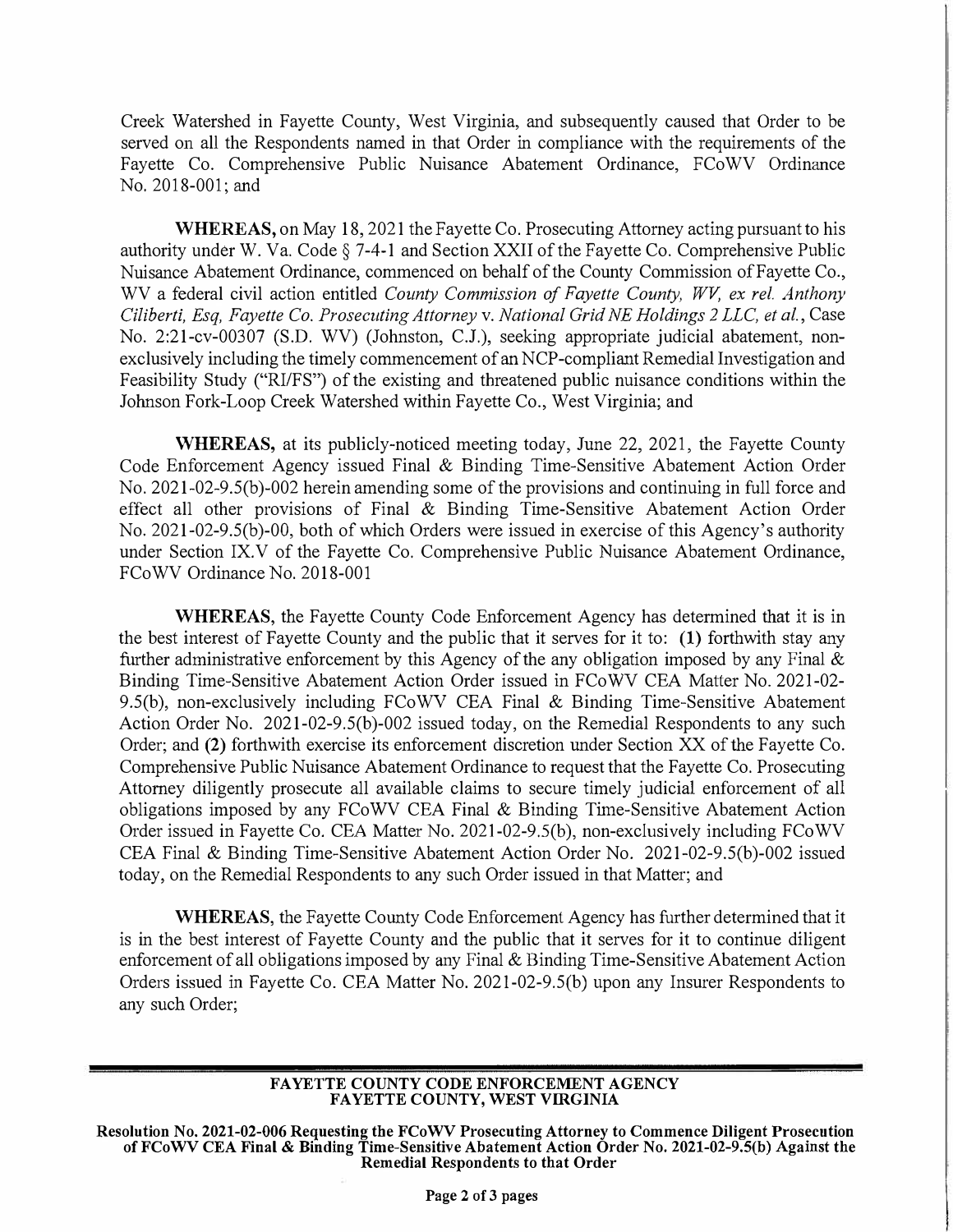Creek Watershed in Fayette County, West Virginia, and subsequently caused that Order to be served on all the Respondents named in that Order in compliance with the requirements of the Fayette Co. Comprehensive Public Nuisance Abatement Ordinance, FCoWV Ordinance No. 2018-001; and

**WHEREAS,** on May 18, 2021 the Fayette Co. Prosecuting Attorney acting pursuant to his authority under W. Va. Code § 7-4-1 and Section XXII of the Fayette Co. Comprehensive Public Nuisance Abatement Ordinance, commenced on behalf of the County Commission of Fayette Co., WV a federal civil action entitled *County Commission of Fayette County, WV, ex rel. Anthony Ciliberti, Esq, Fayette Co. Prosecuting Attorney* v. *National Grid NE Holdings 2 LLC, et al.*, Case No. 2:21-cv-00307 (S.D. WV) (Johnston, C.J.), seeking appropriate judicial abatement, non-exclusively including the timely commencement of an NCP-compliant Remedial Investigation and Feasibility Study ("RI/FS") of the existing and threatened public nuisance conditions within the Johnson Fork-Loop Creek Watershed within Fayette Co., West Virginia; and

**WHEREAS,** at its publicly-noticed meeting today, June 22, 2021, the Fayette County Code Enforcement Agency issued Final & Binding Time-Sensitive Abatement Action Order No. 2021-02-9.5(b)-002 herein amending some of the provisions and continuing in full force and effect all other provisions of Final & Binding Time-Sensitive Abatement Action Order No. 2021-02-9.5(b)-00, both of which Orders were issued in exercise of this Agency's authority under Section IX.V of the Fayette Co. Comprehensive Public Nuisance Abatement Ordinance, FCoWV Ordinance No. 2018-001

**WHEREAS,** the Fayette County Code Enforcement Agency has determined that it is in the best interest of Fayette County and the public that it serves for it to: **(1)** forthwith stay any further administrative enforcement by this Agency of the any obligation imposed by any Final & Binding Time-Sensitive Abatement Action Order issued in FCoWV CEA Matter No. 2021-02-9.5(b), non-exclusively including FCoWV CEA Final & Binding Time-Sensitive Abatement Action Order No. 2021-02-9.5(b)-002 issued today, on the Remedial Respondents to any such Order; and **(2)** forthwith exercise its enforcement discretion under Section XX of the Fayette Co. Comprehensive Public Nuisance Abatement Ordinance to request that the Fayette Co. Prosecuting Attorney diligently prosecute all available claims to secure timely judicial enforcement of all obligations imposed by any FCoWV CEA Final & Binding Time-Sensitive Abatement Action Order issued in Fayette Co. CEA Matter No. 2021-02-9.5(b), non-exclusively including FCoWV CEA Final & Binding Time-Sensitive Abatement Action Order No. 2021-02-9.5(b)-002 issued today, on the Remedial Respondents to any such Order issued in that Matter; and

**WHEREAS,** the Fayette County Code Enforcement Agency has further determined that it is in the best interest of Fayette County and the public that it serves for it to continue diligent enforcement of all obligations imposed by any Final & Binding Time-Sensitive Abatement Action Orders issued in Fayette Co. CEA Matter No. 2021-02-9.5(b) upon any Insurer Respondents to any such Order;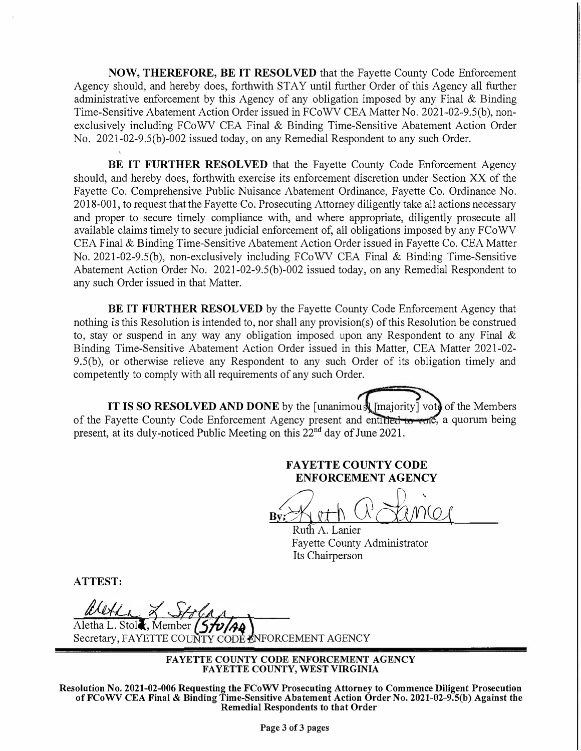**NOW, THEREFORE, BE IT RESOLVED** that the Fayette County Code Enforcement Agency should, and hereby does, forthwith STAY until further Order of this Agency all further administrative enforcement by this Agency of any obligation imposed by any Final & Binding Time-Sensitive Abatement Action Order issued in FCoWV CEA Matter No. 2021-02-9.5(b), non-exclusively including FCoWV CEA Final & Binding Time-Sensitive Abatement Action Order No. 2021-02-9.5(b)-002 issued today, on any Remedial Respondent to any such Order.

**BE IT FURTHER RESOLVED** that the Fayette County Code Enforcement Agency should, and hereby does, forthwith exercise its enforcement discretion under Section XX of the Fayette Co. Comprehensive Public Nuisance Abatement Ordinance, Fayette Co. Ordinance No. 2018-001, to request that the Fayette Co. Prosecuting Attorney diligently take all actions necessary and proper to secure timely compliance with, and where appropriate, diligently prosecute all available claims timely to secure judicial enforcement of, all obligations imposed by any FCoWV CEA Final & Binding Time-Sensitive Abatement Action Order issued in Fayette Co. CEA Matter No. 2021-02-9.5(b), non-exclusively including FCoWV CEA Final & Binding Time-Sensitive Abatement Action Order No. 2021-02-9.5(b)-002 issued today, on any Remedial Respondent to any such Order issued in that Matter.

**BE IT FURTHER RESOLVED** by the Fayette County Code Enforcement Agency that nothing is this Resolution is intended to, nor shall any provision(s) of this Resolution be construed to, stay or suspend in any way any obligation imposed upon any Respondent to any Final & Binding Time-Sensitive Abatement Action Order issued in this Matter, CEA Matter 2021-02-9.5(b), or otherwise relieve any Respondent to any such Order of its obligation timely and competently to comply with all requirements of any such Order.

**IT IS SO RESOLVED AND DONE** by the [unanimous] [majority] vote of the Members of the Fayette County Code Enforcement Agency present and entitled to vote, a quorum being present, at its duly-noticed Public Meeting on this 22nd day of June 2021.

**FAYETTE COUNTY CODE ENFORCEMENT AGENCY**

By: Ruth A. Lanier
Ruth A. Lanier
Fayette County Administrator
Its Chairperson

**ATTEST:**

Aletha L. Stolar
Aletha L. Stolar, Member (Sto/AA)
Secretary, FAYETTE COUNTY CODE ENFORCEMENT AGENCY

**FAYETTE COUNTY CODE ENFORCEMENT AGENCY**
**FAYETTE COUNTY, WEST VIRGINIA**

**Resolution No. 2021-02-006 Requesting the FCoWV Prosecuting Attorney to Commence Diligent Prosecution of FCoWV CEA Final & Binding Time-Sensitive Abatement Action Order No. 2021-02-9.5(b) Against the Remedial Respondents to that Order**